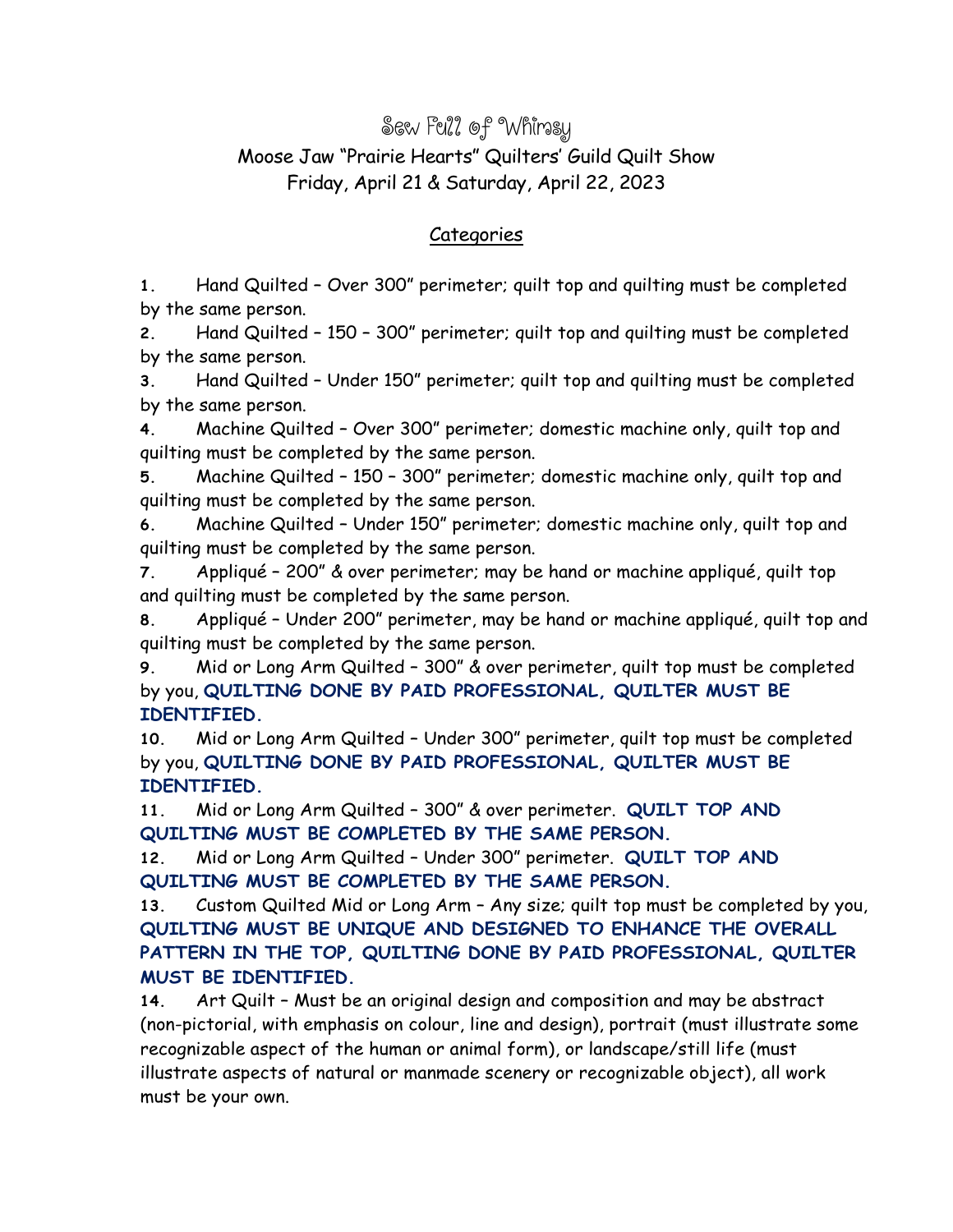# Sew Full of Whimsy

## Moose Jaw "Prairie Hearts" Quilters' Guild Quilt Show
## Friday, April 21 & Saturday, April 22, 2023

### Categories

**1.** Hand Quilted – Over 300" perimeter; quilt top and quilting must be completed by the same person.

**2.** Hand Quilted – 150 – 300" perimeter; quilt top and quilting must be completed by the same person.

**3.** Hand Quilted – Under 150" perimeter; quilt top and quilting must be completed by the same person.

**4.** Machine Quilted – Over 300" perimeter; domestic machine only, quilt top and quilting must be completed by the same person.

**5.** Machine Quilted – 150 – 300" perimeter; domestic machine only, quilt top and quilting must be completed by the same person.

**6.** Machine Quilted – Under 150" perimeter; domestic machine only, quilt top and quilting must be completed by the same person.

**7.** Appliqué – 200" & over perimeter; may be hand or machine appliqué, quilt top and quilting must be completed by the same person.

**8.** Appliqué – Under 200" perimeter, may be hand or machine appliqué, quilt top and quilting must be completed by the same person.

**9.** Mid or Long Arm Quilted – 300" & over perimeter, quilt top must be completed by you, **QUILTING DONE BY PAID PROFESSIONAL, QUILTER MUST BE IDENTIFIED.**

**10.** Mid or Long Arm Quilted – Under 300" perimeter, quilt top must be completed by you, **QUILTING DONE BY PAID PROFESSIONAL, QUILTER MUST BE IDENTIFIED.**

**11.** Mid or Long Arm Quilted – 300" & over perimeter. **QUILT TOP AND QUILTING MUST BE COMPLETED BY THE SAME PERSON.**

**12.** Mid or Long Arm Quilted – Under 300" perimeter. **QUILT TOP AND QUILTING MUST BE COMPLETED BY THE SAME PERSON.**

**13.** Custom Quilted Mid or Long Arm – Any size; quilt top must be completed by you, **QUILTING MUST BE UNIQUE AND DESIGNED TO ENHANCE THE OVERALL PATTERN IN THE TOP, QUILTING DONE BY PAID PROFESSIONAL, QUILTER MUST BE IDENTIFIED.**

**14.** Art Quilt – Must be an original design and composition and may be abstract (non-pictorial, with emphasis on colour, line and design), portrait (must illustrate some recognizable aspect of the human or animal form), or landscape/still life (must illustrate aspects of natural or manmade scenery or recognizable object), all work must be your own.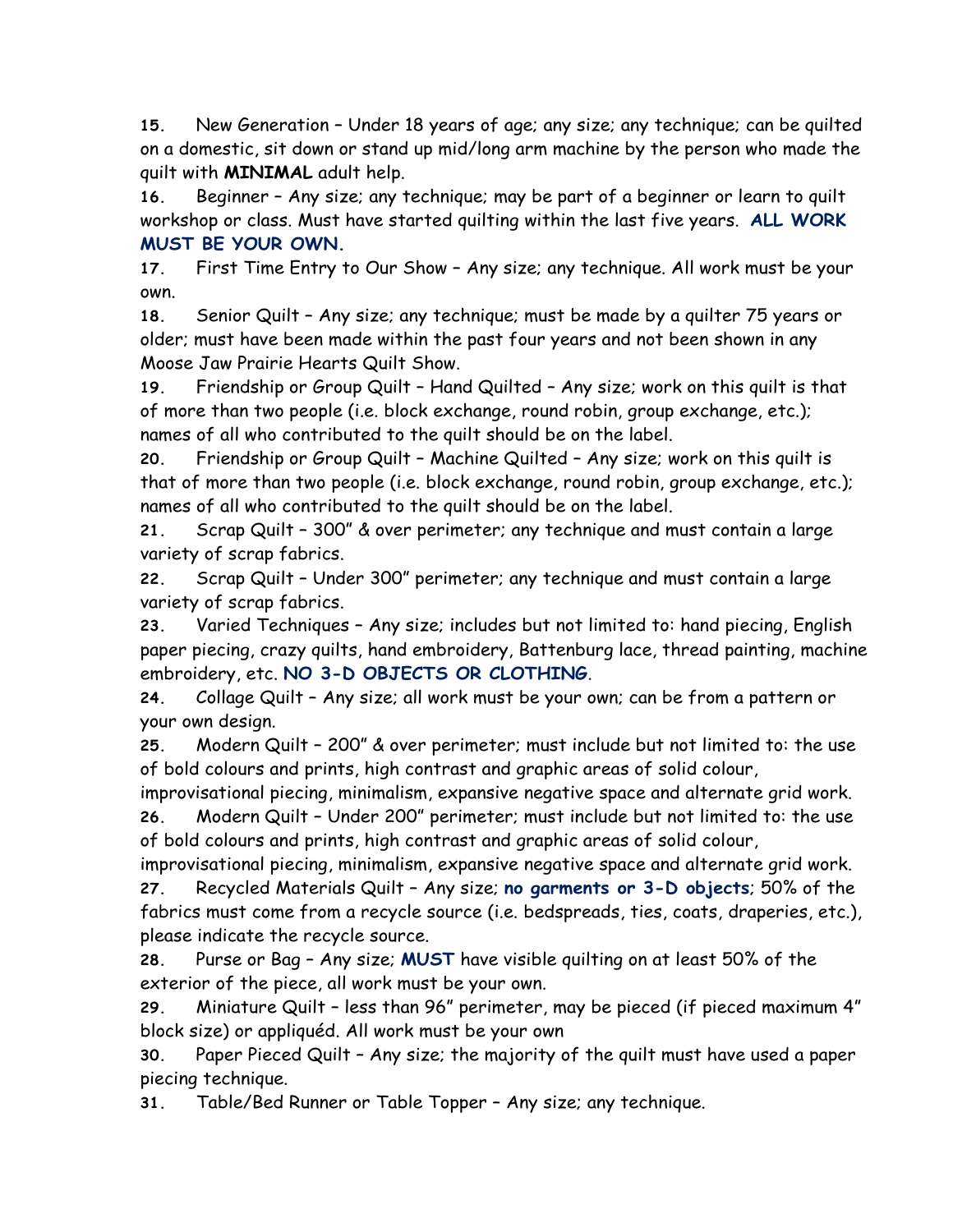15. New Generation – Under 18 years of age; any size; any technique; can be quilted on a domestic, sit down or stand up mid/long arm machine by the person who made the quilt with **MINIMAL** adult help.

16. Beginner – Any size; any technique; may be part of a beginner or learn to quilt workshop or class. Must have started quilting within the last five years. **ALL WORK MUST BE YOUR OWN.**

17. First Time Entry to Our Show – Any size; any technique. All work must be your own.

18. Senior Quilt – Any size; any technique; must be made by a quilter 75 years or older; must have been made within the past four years and not been shown in any Moose Jaw Prairie Hearts Quilt Show.

19. Friendship or Group Quilt – Hand Quilted – Any size; work on this quilt is that of more than two people (i.e. block exchange, round robin, group exchange, etc.); names of all who contributed to the quilt should be on the label.

20. Friendship or Group Quilt – Machine Quilted – Any size; work on this quilt is that of more than two people (i.e. block exchange, round robin, group exchange, etc.); names of all who contributed to the quilt should be on the label.

21. Scrap Quilt – 300" & over perimeter; any technique and must contain a large variety of scrap fabrics.

22. Scrap Quilt – Under 300" perimeter; any technique and must contain a large variety of scrap fabrics.

23. Varied Techniques – Any size; includes but not limited to: hand piecing, English paper piecing, crazy quilts, hand embroidery, Battenburg lace, thread painting, machine embroidery, etc. **NO 3-D OBJECTS OR CLOTHING**.

24. Collage Quilt – Any size; all work must be your own; can be from a pattern or your own design.

25. Modern Quilt – 200" & over perimeter; must include but not limited to: the use of bold colours and prints, high contrast and graphic areas of solid colour, improvisational piecing, minimalism, expansive negative space and alternate grid work.

26. Modern Quilt – Under 200" perimeter; must include but not limited to: the use of bold colours and prints, high contrast and graphic areas of solid colour, improvisational piecing, minimalism, expansive negative space and alternate grid work.

27. Recycled Materials Quilt – Any size; **no garments or 3-D objects**; 50% of the fabrics must come from a recycle source (i.e. bedspreads, ties, coats, draperies, etc.), please indicate the recycle source.

28. Purse or Bag – Any size; **MUST** have visible quilting on at least 50% of the exterior of the piece, all work must be your own.

29. Miniature Quilt – less than 96" perimeter, may be pieced (if pieced maximum 4" block size) or appliquéd. All work must be your own

30. Paper Pieced Quilt – Any size; the majority of the quilt must have used a paper piecing technique.

31. Table/Bed Runner or Table Topper – Any size; any technique.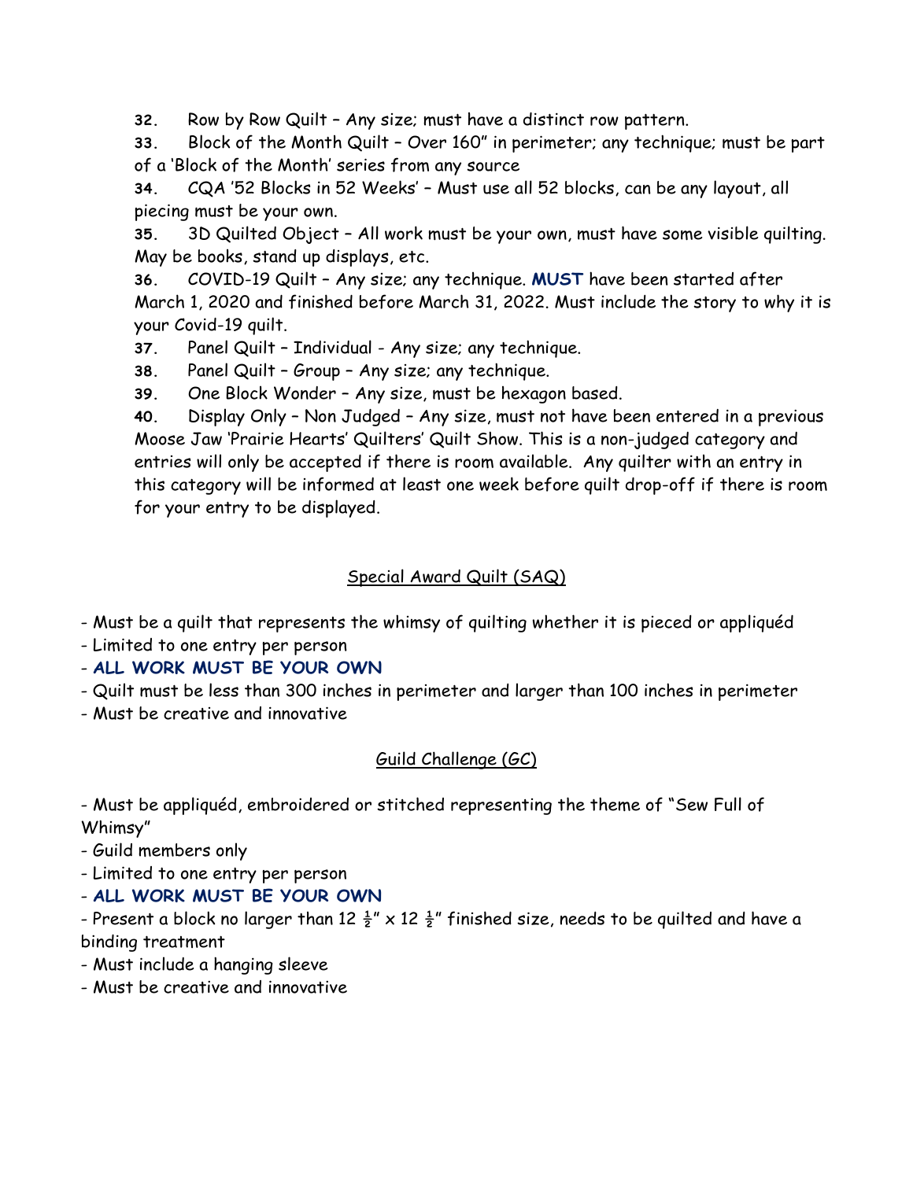**32.** Row by Row Quilt – Any size; must have a distinct row pattern.

**33.** Block of the Month Quilt – Over 160" in perimeter; any technique; must be part of a 'Block of the Month' series from any source

**34.** CQA '52 Blocks in 52 Weeks' – Must use all 52 blocks, can be any layout, all piecing must be your own.

**35.** 3D Quilted Object – All work must be your own, must have some visible quilting. May be books, stand up displays, etc.

**36.** COVID-19 Quilt – Any size; any technique. **MUST** have been started after March 1, 2020 and finished before March 31, 2022. Must include the story to why it is your Covid-19 quilt.

**37.** Panel Quilt – Individual - Any size; any technique.

**38.** Panel Quilt – Group – Any size; any technique.

**39.** One Block Wonder – Any size, must be hexagon based.

**40.** Display Only – Non Judged – Any size, must not have been entered in a previous Moose Jaw 'Prairie Hearts' Quilters' Quilt Show. This is a non-judged category and entries will only be accepted if there is room available. Any quilter with an entry in this category will be informed at least one week before quilt drop-off if there is room for your entry to be displayed.

## Special Award Quilt (SAQ)

- Must be a quilt that represents the whimsy of quilting whether it is pieced or appliquéd
- Limited to one entry per person
- **ALL WORK MUST BE YOUR OWN**
- Quilt must be less than 300 inches in perimeter and larger than 100 inches in perimeter
- Must be creative and innovative

## Guild Challenge (GC)

- Must be appliquéd, embroidered or stitched representing the theme of "Sew Full of Whimsy"
- Guild members only
- Limited to one entry per person
- **ALL WORK MUST BE YOUR OWN**
- Present a block no larger than 12 ½" x 12 ½" finished size, needs to be quilted and have a binding treatment
- Must include a hanging sleeve
- Must be creative and innovative